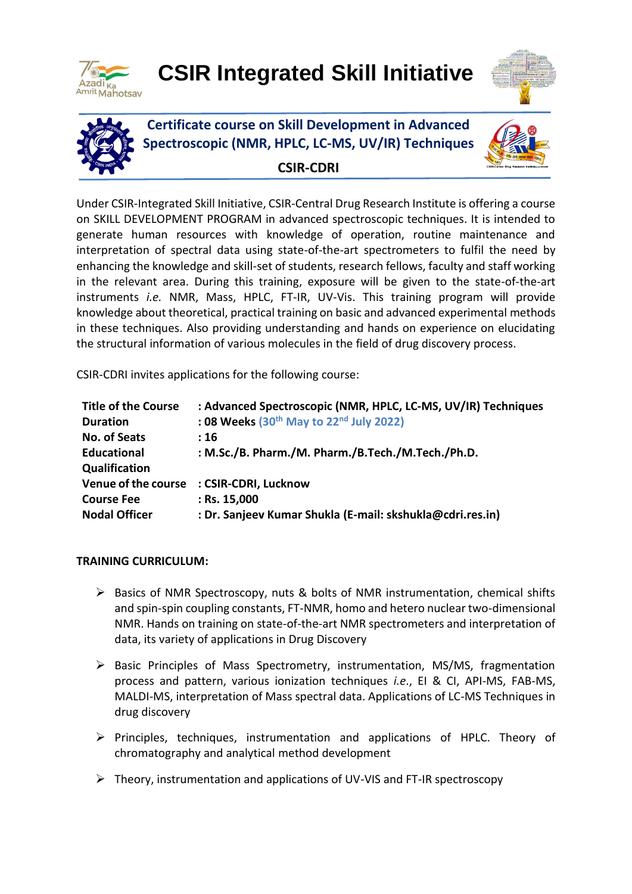# CSIR Integrated Skill Initiative

## Certificate course on Skill Development in Advanced Spectroscopic (NMR, HPLC, LC-MS, UV/IR) Techniques

### CSIR-CDRI

Under CSIR-Integrated Skill Initiative, CSIR-Central Drug Research Institute is offering a course on SKILL DEVELOPMENT PROGRAM in advanced spectroscopic techniques. It is intended to generate human resources with knowledge of operation, routine maintenance and interpretation of spectral data using state-of-the-art spectrometers to fulfil the need by enhancing the knowledge and skill-set of students, research fellows, faculty and staff working in the relevant area. During this training, exposure will be given to the state-of-the-art instruments *i.e.* NMR, Mass, HPLC, FT-IR, UV-Vis. This training program will provide knowledge about theoretical, practical training on basic and advanced experimental methods in these techniques. Also providing understanding and hands on experience on elucidating the structural information of various molecules in the field of drug discovery process.

CSIR-CDRI invites applications for the following course:

| | |
|---|---|
| **Title of the Course** | **: Advanced Spectroscopic (NMR, HPLC, LC-MS, UV/IR) Techniques** |
| **Duration** | **: 08 Weeks (30th May to 22nd July 2022)** |
| **No. of Seats** | **: 16** |
| **Educational Qualification** | **: M.Sc./B. Pharm./M. Pharm./B.Tech./M.Tech./Ph.D.** |
| **Venue of the course** | **: CSIR-CDRI, Lucknow** |
| **Course Fee** | **: Rs. 15,000** |
| **Nodal Officer** | **: Dr. Sanjeev Kumar Shukla (E-mail: skshukla@cdri.res.in)** |

**TRAINING CURRICULUM:**

- Basics of NMR Spectroscopy, nuts & bolts of NMR instrumentation, chemical shifts and spin-spin coupling constants, FT-NMR, homo and hetero nuclear two-dimensional NMR. Hands on training on state-of-the-art NMR spectrometers and interpretation of data, its variety of applications in Drug Discovery
- Basic Principles of Mass Spectrometry, instrumentation, MS/MS, fragmentation process and pattern, various ionization techniques *i.e*., EI & CI, API-MS, FAB-MS, MALDI-MS, interpretation of Mass spectral data. Applications of LC-MS Techniques in drug discovery
- Principles, techniques, instrumentation and applications of HPLC. Theory of chromatography and analytical method development
- Theory, instrumentation and applications of UV-VIS and FT-IR spectroscopy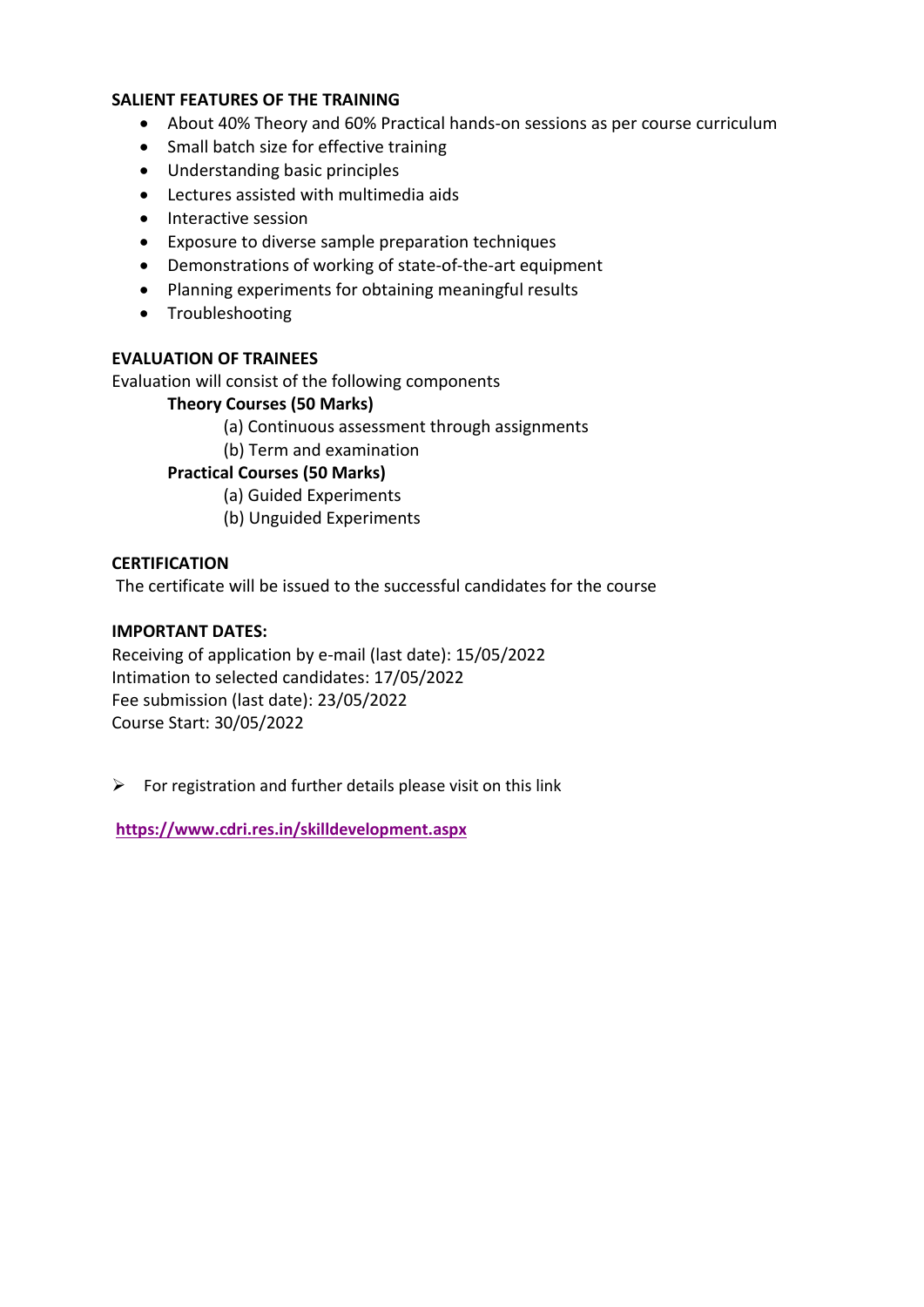**SALIENT FEATURES OF THE TRAINING**

- About 40% Theory and 60% Practical hands-on sessions as per course curriculum
- Small batch size for effective training
- Understanding basic principles
- Lectures assisted with multimedia aids
- Interactive session
- Exposure to diverse sample preparation techniques
- Demonstrations of working of state-of-the-art equipment
- Planning experiments for obtaining meaningful results
- Troubleshooting

**EVALUATION OF TRAINEES**

Evaluation will consist of the following components

**Theory Courses (50 Marks)**

(a) Continuous assessment through assignments

(b) Term and examination

**Practical Courses (50 Marks)**

(a) Guided Experiments

(b) Unguided Experiments

**CERTIFICATION**

The certificate will be issued to the successful candidates for the course

**IMPORTANT DATES:**

Receiving of application by e-mail (last date): 15/05/2022

Intimation to selected candidates: 17/05/2022

Fee submission (last date): 23/05/2022

Course Start: 30/05/2022

- For registration and further details please visit on this link

**https://www.cdri.res.in/skilldevelopment.aspx**